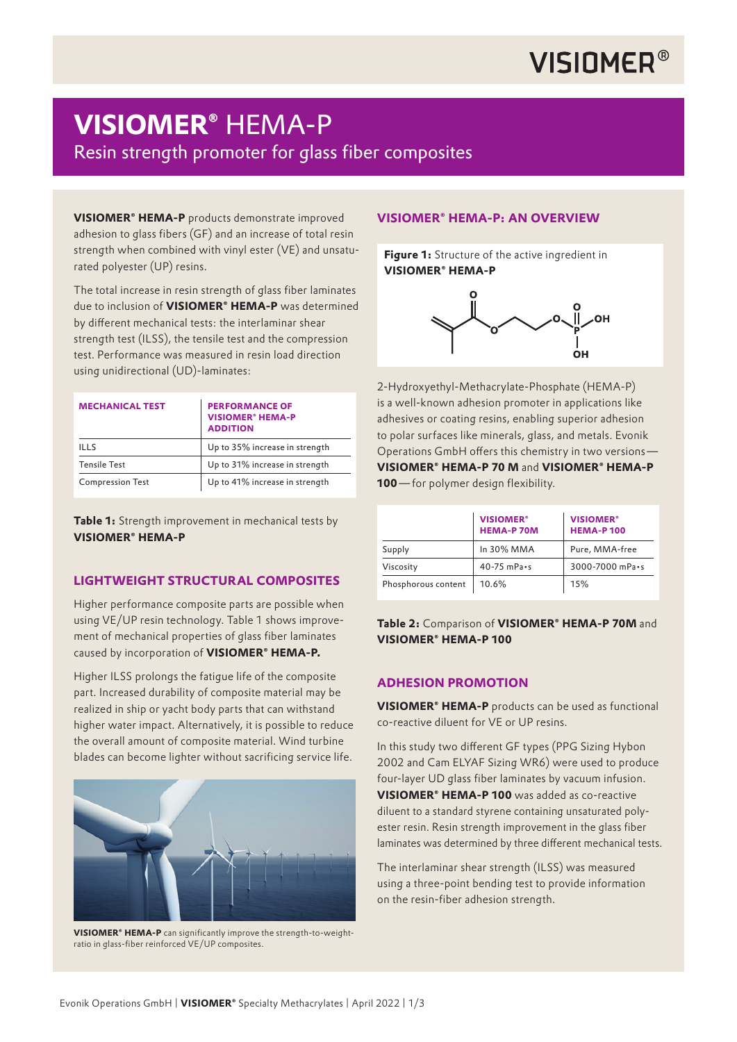# VISIOMER® HEMA-P

Resin strength promoter for glass fiber composites

**VISIOMER® HEMA-P** products demonstrate improved adhesion to glass fibers (GF) and an increase of total resin strength when combined with vinyl ester (VE) and unsaturated polyester (UP) resins.

The total increase in resin strength of glass fiber laminates due to inclusion of **VISIOMER® HEMA-P** was determined by different mechanical tests: the interlaminar shear strength test (ILSS), the tensile test and the compression test. Performance was measured in resin load direction using unidirectional (UD)-laminates:

| MECHANICAL TEST | PERFORMANCE OF VISIOMER® HEMA-P ADDITION |
| --- | --- |
| ILLS | Up to 35% increase in strength |
| Tensile Test | Up to 31% increase in strength |
| Compression Test | Up to 41% increase in strength |

**Table 1:** Strength improvement in mechanical tests by **VISIOMER® HEMA-P**

## LIGHTWEIGHT STRUCTURAL COMPOSITES

Higher performance composite parts are possible when using VE/UP resin technology. Table 1 shows improvement of mechanical properties of glass fiber laminates caused by incorporation of **VISIOMER® HEMA-P.**

Higher ILSS prolongs the fatigue life of the composite part. Increased durability of composite material may be realized in ship or yacht body parts that can withstand higher water impact. Alternatively, it is possible to reduce the overall amount of composite material. Wind turbine blades can become lighter without sacrificing service life.

**VISIOMER® HEMA-P** can significantly improve the strength-to-weight-ratio in glass-fiber reinforced VE/UP composites.

## VISIOMER® HEMA-P: AN OVERVIEW

**Figure 1:** Structure of the active ingredient in **VISIOMER® HEMA-P**

2-Hydroxyethyl-Methacrylate-Phosphate (HEMA-P) is a well-known adhesion promoter in applications like adhesives or coating resins, enabling superior adhesion to polar surfaces like minerals, glass, and metals. Evonik Operations GmbH offers this chemistry in two versions — **VISIOMER® HEMA-P 70 M** and **VISIOMER® HEMA-P 100** — for polymer design flexibility.

| | VISIOMER® HEMA-P 70M | VISIOMER® HEMA-P 100 |
| --- | --- | --- |
| Supply | In 30% MMA | Pure, MMA-free |
| Viscosity | 40-75 mPa•s | 3000-7000 mPa•s |
| Phosphorous content | 10.6% | 15% |

**Table 2:** Comparison of **VISIOMER® HEMA-P 70M** and **VISIOMER® HEMA-P 100**

## ADHESION PROMOTION

**VISIOMER® HEMA-P** products can be used as functional co-reactive diluent for VE or UP resins.

In this study two different GF types (PPG Sizing Hybon 2002 and Cam ELYAF Sizing WR6) were used to produce four-layer UD glass fiber laminates by vacuum infusion. **VISIOMER® HEMA-P 100** was added as co-reactive diluent to a standard styrene containing unsaturated polyester resin. Resin strength improvement in the glass fiber laminates was determined by three different mechanical tests.

The interlaminar shear strength (ILSS) was measured using a three-point bending test to provide information on the resin-fiber adhesion strength.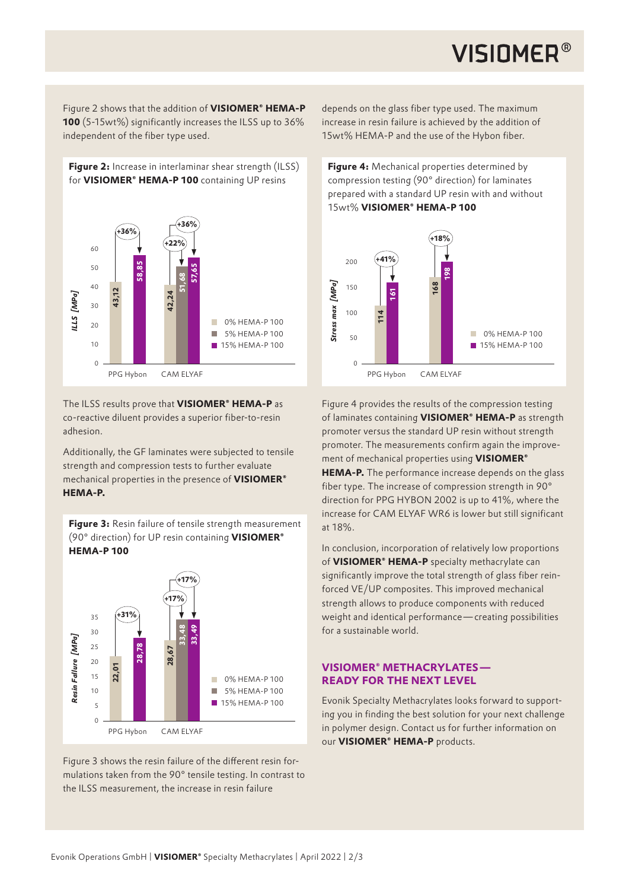Figure 2 shows that the addition of **VISIOMER® HEMA-P 100** (5-15wt%) significantly increases the ILSS up to 36% independent of the fiber type used.

**Figure 2:** Increase in interlaminar shear strength (ILSS) for **VISIOMER® HEMA-P 100** containing UP resins

| ILSS [MPa] | 0% HEMA-P 100 | 5% HEMA-P 100 | 15% HEMA-P 100 |
|---|---|---|---|
| PPG Hybon | 43,12 | | 58,85 (+36%) |
| CAM ELYAF | 42,24 | 51,68 (+22%) | 57,65 (+36%) |

The ILSS results prove that **VISIOMER® HEMA-P** as co-reactive diluent provides a superior fiber-to-resin adhesion.

Additionally, the GF laminates were subjected to tensile strength and compression tests to further evaluate mechanical properties in the presence of **VISIOMER® HEMA-P.**

**Figure 3:** Resin failure of tensile strength measurement (90° direction) for UP resin containing **VISIOMER® HEMA-P 100**

| Resin Failure [MPa] | 0% HEMA-P 100 | 5% HEMA-P 100 | 15% HEMA-P 100 |
|---|---|---|---|
| PPG Hybon | 22,01 | | 28,78 (+31%) |
| CAM ELYAF | 28,67 | 33,48 (+17%) | 33,49 (+17%) |

Figure 3 shows the resin failure of the different resin formulations taken from the 90° tensile testing. In contrast to the ILSS measurement, the increase in resin failure depends on the glass fiber type used. The maximum increase in resin failure is achieved by the addition of 15wt% HEMA-P and the use of the Hybon fiber.

**Figure 4:** Mechanical properties determined by compression testing (90° direction) for laminates prepared with a standard UP resin with and without 15wt% **VISIOMER® HEMA-P 100**

| Stress max [MPa] | 0% HEMA-P 100 | 15% HEMA-P 100 |
|---|---|---|
| PPG Hybon | 114 | 161 (+41%) |
| CAM ELYAF | 168 | 198 (+18%) |

Figure 4 provides the results of the compression testing of laminates containing **VISIOMER® HEMA-P** as strength promoter versus the standard UP resin without strength promoter. The measurements confirm again the improvement of mechanical properties using **VISIOMER® HEMA-P.** The performance increase depends on the glass fiber type. The increase of compression strength in 90° direction for PPG HYBON 2002 is up to 41%, where the increase for CAM ELYAF WR6 is lower but still significant at 18%.

In conclusion, incorporation of relatively low proportions of **VISIOMER® HEMA-P** specialty methacrylate can significantly improve the total strength of glass fiber reinforced VE/UP composites. This improved mechanical strength allows to produce components with reduced weight and identical performance—creating possibilities for a sustainable world.

## VISIOMER® METHACRYLATES— READY FOR THE NEXT LEVEL

Evonik Specialty Methacrylates looks forward to supporting you in finding the best solution for your next challenge in polymer design. Contact us for further information on our **VISIOMER® HEMA-P** products.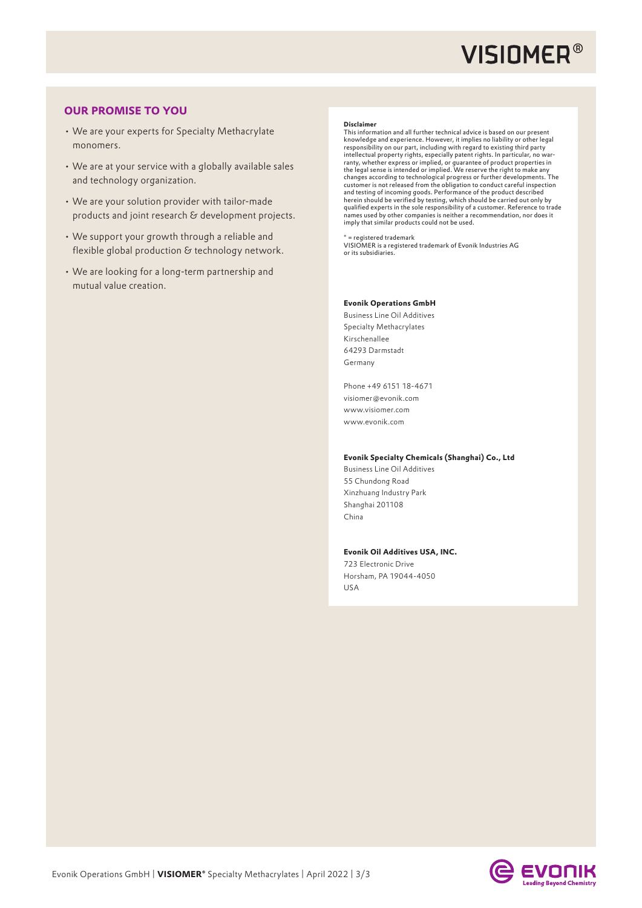## OUR PROMISE TO YOU

- We are your experts for Specialty Methacrylate monomers.
- We are at your service with a globally available sales and technology organization.
- We are your solution provider with tailor-made products and joint research & development projects.
- We support your growth through a reliable and flexible global production & technology network.
- We are looking for a long-term partnership and mutual value creation.

**Disclaimer**
This information and all further technical advice is based on our present knowledge and experience. However, it implies no liability or other legal responsibility on our part, including with regard to existing third party intellectual property rights, especially patent rights. In particular, no warranty, whether express or implied, or guarantee of product properties in the legal sense is intended or implied. We reserve the right to make any changes according to technological progress or further developments. The customer is not released from the obligation to conduct careful inspection and testing of incoming goods. Performance of the product described herein should be verified by testing, which should be carried out only by qualified experts in the sole responsibility of a customer. Reference to trade names used by other companies is neither a recommendation, nor does it imply that similar products could not be used.

® = registered trademark
VISIOMER is a registered trademark of Evonik Industries AG or its subsidiaries.

**Evonik Operations GmbH**
Business Line Oil Additives
Specialty Methacrylates
Kirschenallee
64293 Darmstadt
Germany

Phone +49 6151 18-4671
visiomer@evonik.com
www.visiomer.com
www.evonik.com

**Evonik Specialty Chemicals (Shanghai) Co., Ltd**
Business Line Oil Additives
55 Chundong Road
Xinzhuang Industry Park
Shanghai 201108
China

**Evonik Oil Additives USA, INC.**
723 Electronic Drive
Horsham, PA 19044-4050
USA